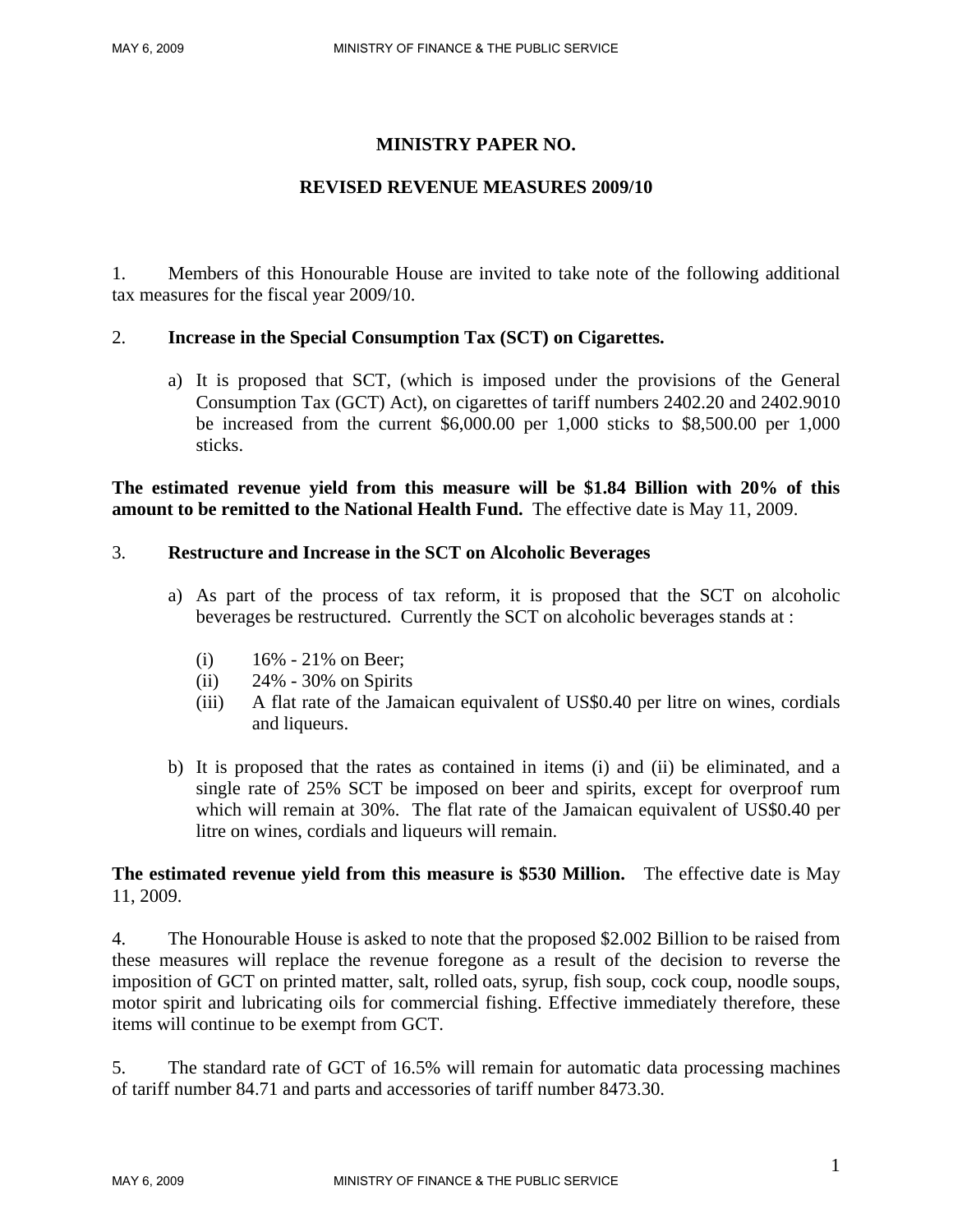# MINISTRY PAPER NO.

## REVISED REVENUE MEASURES 2009/10

1. Members of this Honourable House are invited to take note of the following additional tax measures for the fiscal year 2009/10.

2. **Increase in the Special Consumption Tax (SCT) on Cigarettes.**

   a) It is proposed that SCT, (which is imposed under the provisions of the General Consumption Tax (GCT) Act), on cigarettes of tariff numbers 2402.20 and 2402.9010 be increased from the current $6,000.00 per 1,000 sticks to $8,500.00 per 1,000 sticks.

**The estimated revenue yield from this measure will be $1.84 Billion with 20% of this amount to be remitted to the National Health Fund.** The effective date is May 11, 2009.

3. **Restructure and Increase in the SCT on Alcoholic Beverages**

   a) As part of the process of tax reform, it is proposed that the SCT on alcoholic beverages be restructured. Currently the SCT on alcoholic beverages stands at :

      (i) 16% - 21% on Beer;
      (ii) 24% - 30% on Spirits
      (iii) A flat rate of the Jamaican equivalent of US$0.40 per litre on wines, cordials and liqueurs.

   b) It is proposed that the rates as contained in items (i) and (ii) be eliminated, and a single rate of 25% SCT be imposed on beer and spirits, except for overproof rum which will remain at 30%. The flat rate of the Jamaican equivalent of US$0.40 per litre on wines, cordials and liqueurs will remain.

**The estimated revenue yield from this measure is $530 Million.** The effective date is May 11, 2009.

4. The Honourable House is asked to note that the proposed $2.002 Billion to be raised from these measures will replace the revenue foregone as a result of the decision to reverse the imposition of GCT on printed matter, salt, rolled oats, syrup, fish soup, cock coup, noodle soups, motor spirit and lubricating oils for commercial fishing. Effective immediately therefore, these items will continue to be exempt from GCT.

5. The standard rate of GCT of 16.5% will remain for automatic data processing machines of tariff number 84.71 and parts and accessories of tariff number 8473.30.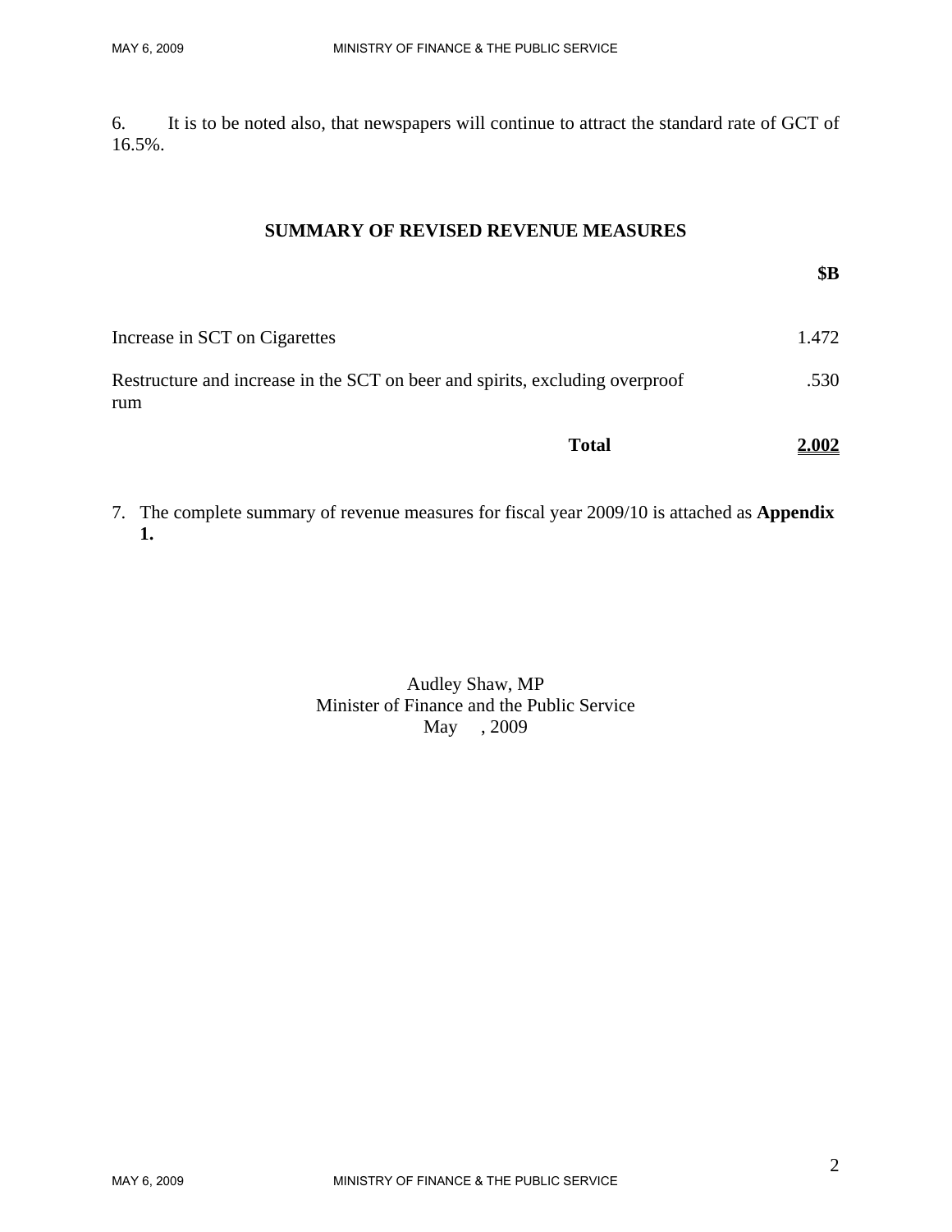6. It is to be noted also, that newspapers will continue to attract the standard rate of GCT of 16.5%.

## SUMMARY OF REVISED REVENUE MEASURES

| | $B |
|---|---|
| Increase in SCT on Cigarettes | 1.472 |
| Restructure and increase in the SCT on beer and spirits, excluding overproof rum | .530 |
| **Total** | **2.002** |

7. The complete summary of revenue measures for fiscal year 2009/10 is attached as **Appendix 1.**

Audley Shaw, MP
Minister of Finance and the Public Service
May , 2009